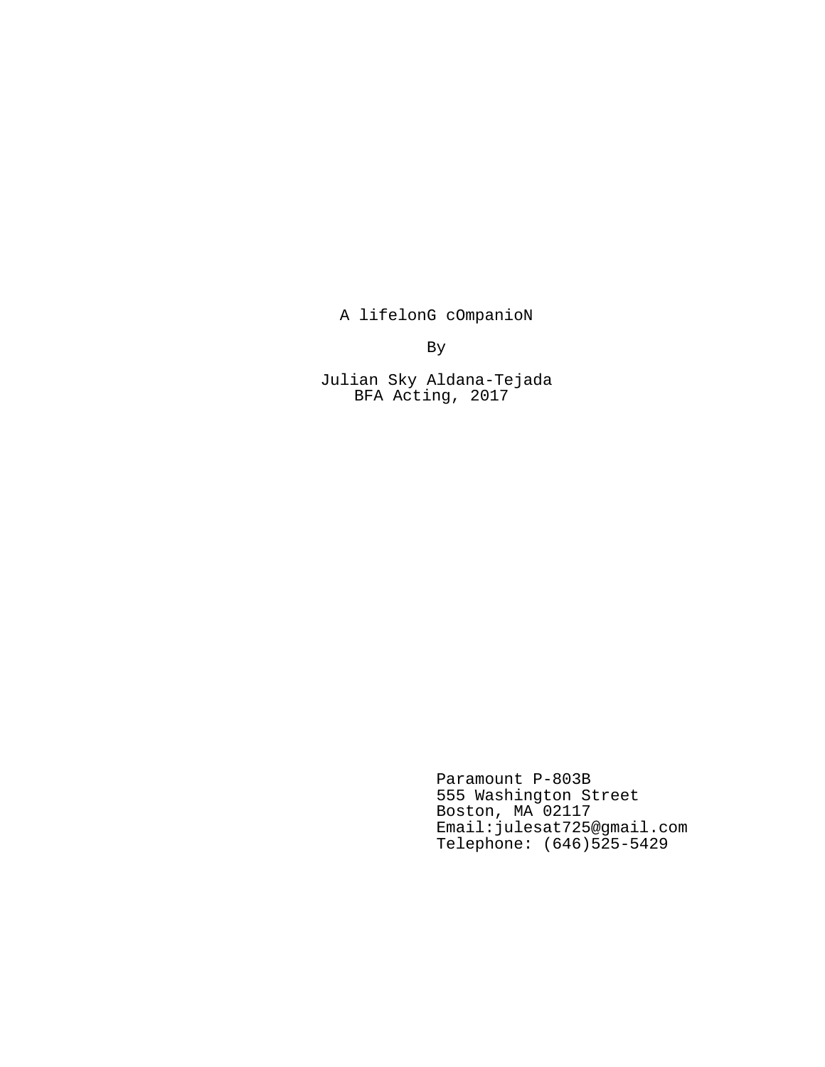A lifelonG cOmpanioN

By

Julian Sky Aldana-Tejada
BFA Acting, 2017

Paramount P-803B
555 Washington Street
Boston, MA 02117
Email:julesat725@gmail.com
Telephone: (646)525-5429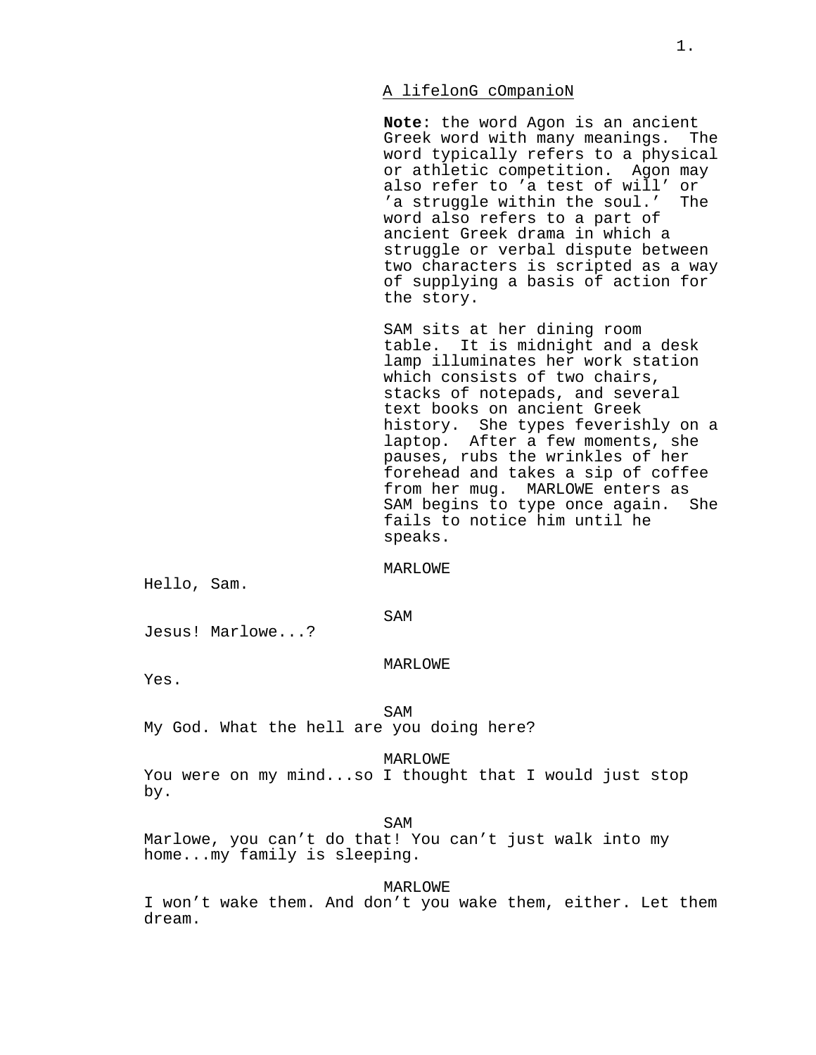A lifelonG cOmpanioN

**Note**: the word Agon is an ancient Greek word with many meanings. The word typically refers to a physical or athletic competition. Agon may also refer to 'a test of will' or 'a struggle within the soul.' The word also refers to a part of ancient Greek drama in which a struggle or verbal dispute between two characters is scripted as a way of supplying a basis of action for the story.

SAM sits at her dining room table. It is midnight and a desk lamp illuminates her work station which consists of two chairs, stacks of notepads, and several text books on ancient Greek history. She types feverishly on a laptop. After a few moments, she pauses, rubs the wrinkles of her forehead and takes a sip of coffee from her mug. MARLOWE enters as SAM begins to type once again. She fails to notice him until he speaks.

MARLOWE

Hello, Sam.

SAM

Jesus! Marlowe...?

MARLOWE

Yes.

SAM

My God. What the hell are you doing here?

MARLOWE

You were on my mind...so I thought that I would just stop by.

SAM

Marlowe, you can't do that! You can't just walk into my home...my family is sleeping.

MARLOWE

I won't wake them. And don't you wake them, either. Let them dream.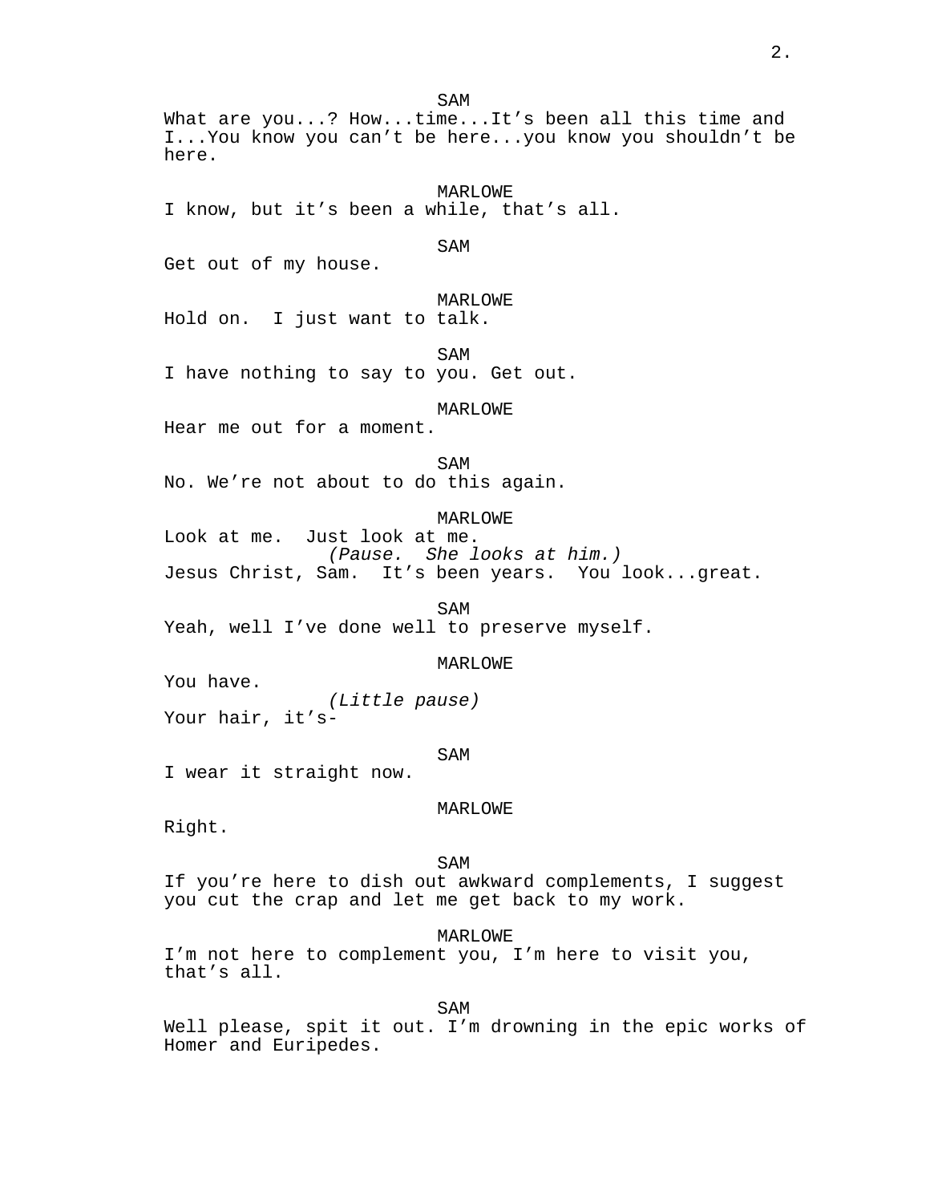SAM

What are you...? How...time...It's been all this time and I...You know you can't be here...you know you shouldn't be here.

MARLOWE

I know, but it's been a while, that's all.

SAM

Get out of my house.

MARLOWE

Hold on. I just want to talk.

SAM

I have nothing to say to you. Get out.

MARLOWE

Hear me out for a moment.

SAM

No. We're not about to do this again.

MARLOWE

Look at me. Just look at me.

*(Pause. She looks at him.)*

Jesus Christ, Sam. It's been years. You look...great.

SAM

Yeah, well I've done well to preserve myself.

MARLOWE

You have.

*(Little pause)*

Your hair, it's-

SAM

I wear it straight now.

MARLOWE

Right.

SAM

If you're here to dish out awkward complements, I suggest you cut the crap and let me get back to my work.

MARLOWE

I'm not here to complement you, I'm here to visit you, that's all.

SAM

Well please, spit it out. I'm drowning in the epic works of Homer and Euripedes.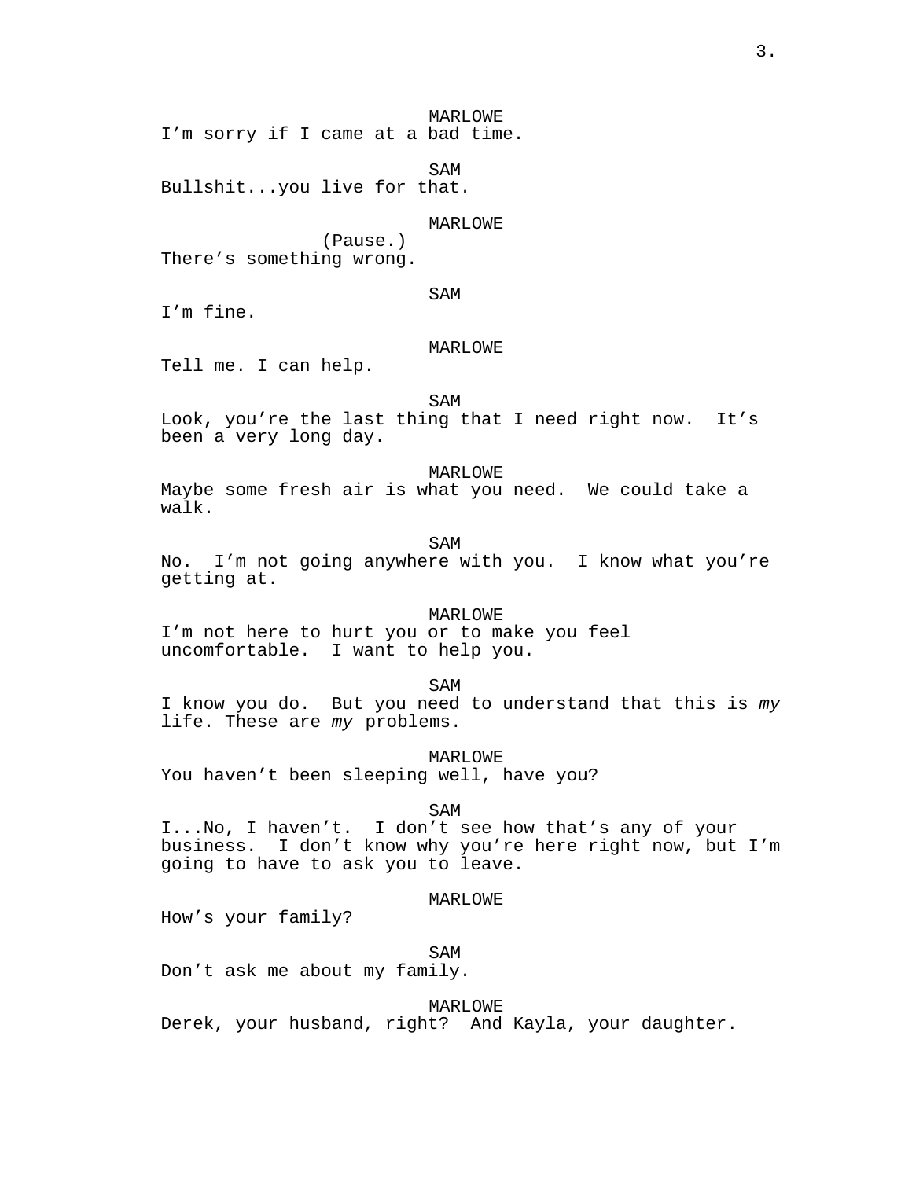MARLOWE
I'm sorry if I came at a bad time.

SAM
Bullshit...you live for that.

MARLOWE
(Pause.)
There's something wrong.

SAM
I'm fine.

MARLOWE
Tell me. I can help.

SAM
Look, you're the last thing that I need right now. It's been a very long day.

MARLOWE
Maybe some fresh air is what you need. We could take a walk.

SAM
No. I'm not going anywhere with you. I know what you're getting at.

MARLOWE
I'm not here to hurt you or to make you feel uncomfortable. I want to help you.

SAM
I know you do. But you need to understand that this is *my* life. These are *my* problems.

MARLOWE
You haven't been sleeping well, have you?

SAM
I...No, I haven't. I don't see how that's any of your business. I don't know why you're here right now, but I'm going to have to ask you to leave.

MARLOWE
How's your family?

SAM
Don't ask me about my family.

MARLOWE
Derek, your husband, right? And Kayla, your daughter.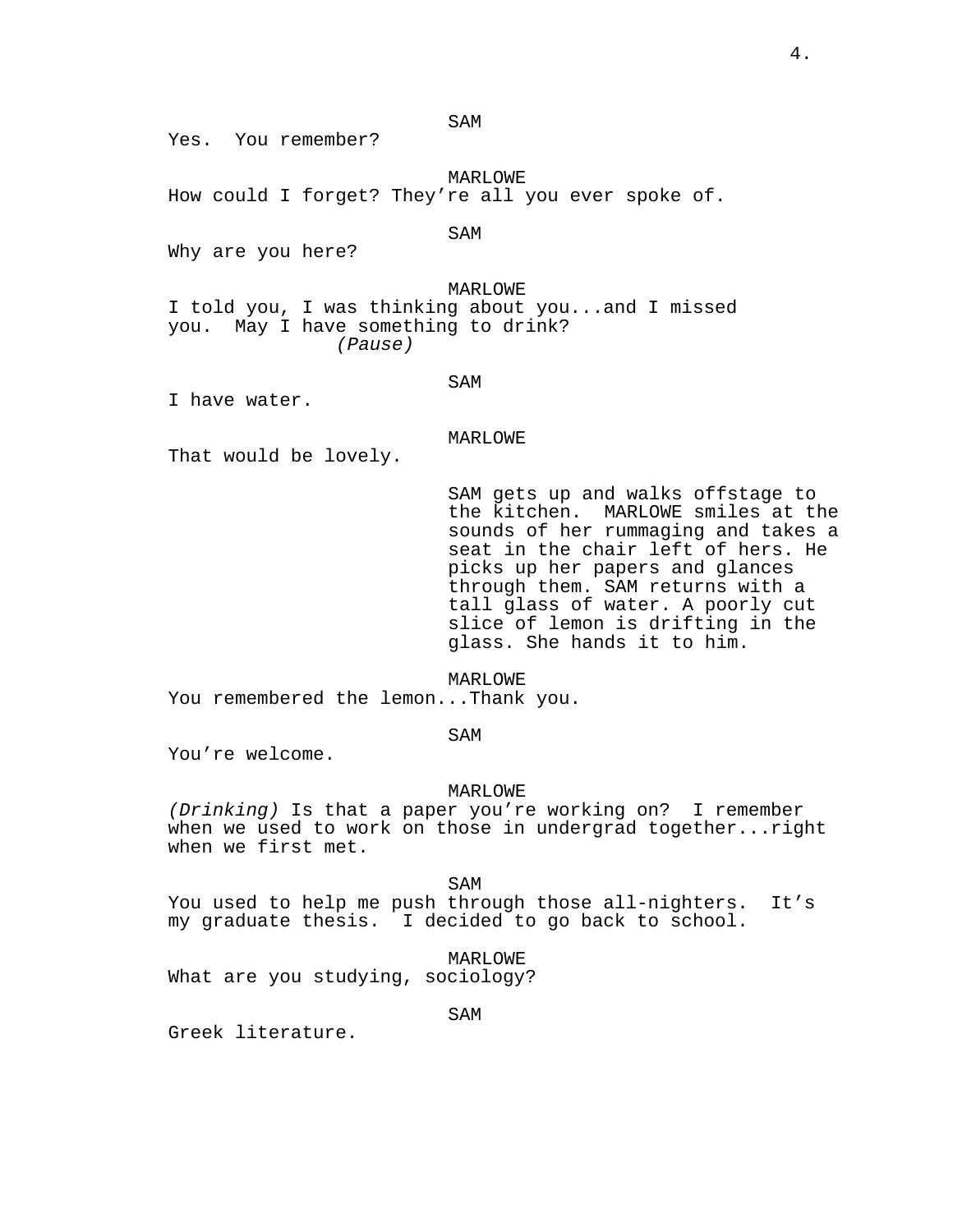SAM

Yes.  You remember?

MARLOWE

How could I forget? They're all you ever spoke of.

SAM

Why are you here?

MARLOWE

I told you, I was thinking about you...and I missed you.  May I have something to drink?

*(Pause)*

SAM

I have water.

MARLOWE

That would be lovely.

SAM gets up and walks offstage to the kitchen.  MARLOWE smiles at the sounds of her rummaging and takes a seat in the chair left of hers. He picks up her papers and glances through them. SAM returns with a tall glass of water. A poorly cut slice of lemon is drifting in the glass. She hands it to him.

MARLOWE

You remembered the lemon...Thank you.

SAM

You're welcome.

MARLOWE

*(Drinking)* Is that a paper you're working on?  I remember when we used to work on those in undergrad together...right when we first met.

SAM

You used to help me push through those all-nighters.  It's my graduate thesis.  I decided to go back to school.

MARLOWE

What are you studying, sociology?

SAM

Greek literature.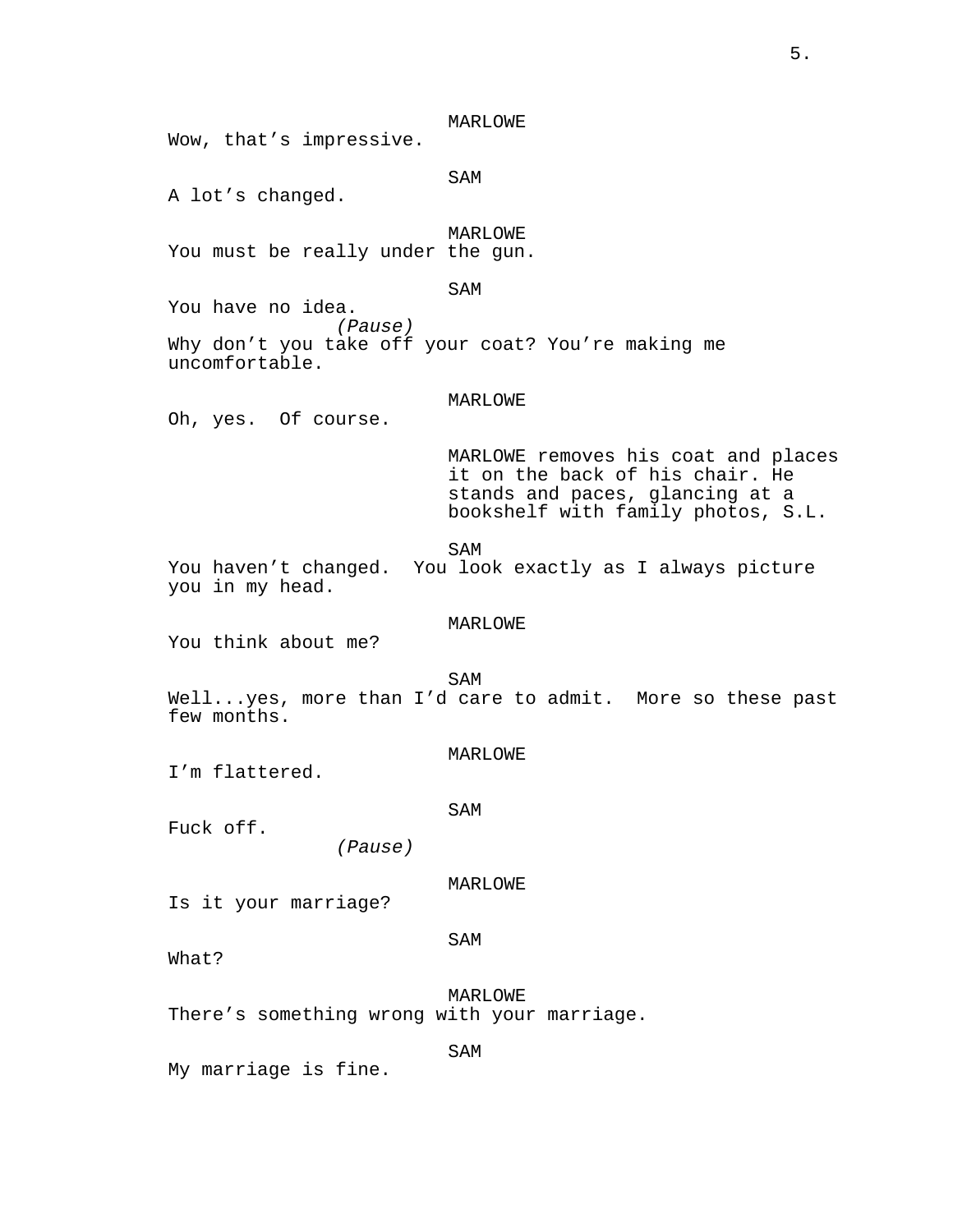MARLOWE
Wow, that's impressive.

SAM
A lot's changed.

MARLOWE
You must be really under the gun.

SAM
You have no idea.
*(Pause)*
Why don't you take off your coat? You're making me uncomfortable.

MARLOWE
Oh, yes.  Of course.

MARLOWE removes his coat and places it on the back of his chair. He stands and paces, glancing at a bookshelf with family photos, S.L.

SAM
You haven't changed.  You look exactly as I always picture you in my head.

MARLOWE
You think about me?

SAM
Well...yes, more than I'd care to admit.  More so these past few months.

MARLOWE
I'm flattered.

SAM
Fuck off.
*(Pause)*

MARLOWE
Is it your marriage?

SAM
What?

MARLOWE
There's something wrong with your marriage.

SAM
My marriage is fine.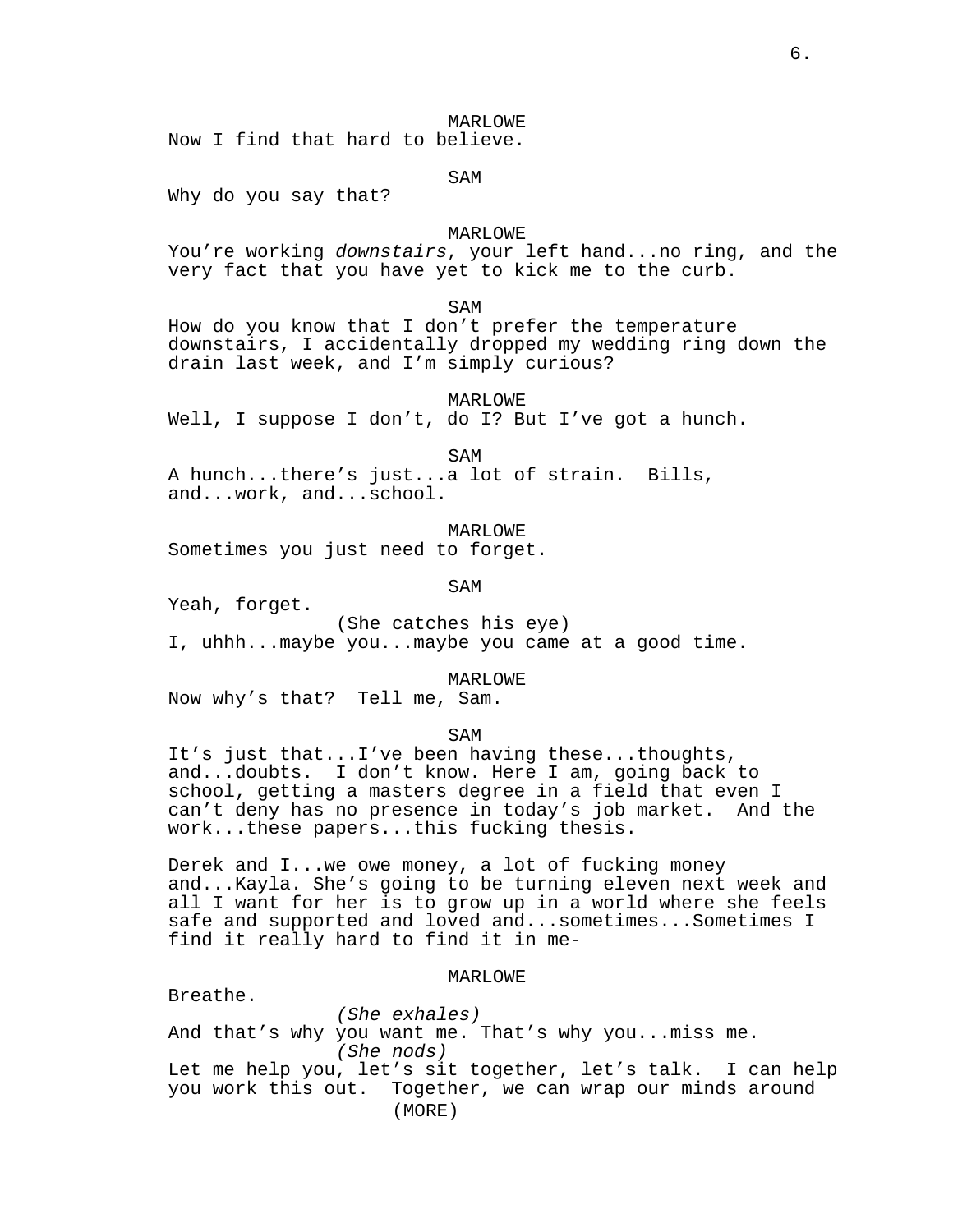MARLOWE
Now I find that hard to believe.

SAM
Why do you say that?

MARLOWE
You're working *downstairs*, your left hand...no ring, and the very fact that you have yet to kick me to the curb.

SAM
How do you know that I don't prefer the temperature downstairs, I accidentally dropped my wedding ring down the drain last week, and I'm simply curious?

MARLOWE
Well, I suppose I don't, do I? But I've got a hunch.

SAM
A hunch...there's just...a lot of strain. Bills, and...work, and...school.

MARLOWE
Sometimes you just need to forget.

SAM
Yeah, forget.
(She catches his eye)
I, uhhh...maybe you...maybe you came at a good time.

MARLOWE
Now why's that? Tell me, Sam.

SAM
It's just that...I've been having these...thoughts, and...doubts. I don't know. Here I am, going back to school, getting a masters degree in a field that even I can't deny has no presence in today's job market. And the work...these papers...this fucking thesis.

Derek and I...we owe money, a lot of fucking money and...Kayla. She's going to be turning eleven next week and all I want for her is to grow up in a world where she feels safe and supported and loved and...sometimes...Sometimes I find it really hard to find it in me-

MARLOWE
Breathe.
*(She exhales)*
And that's why you want me. That's why you...miss me.
*(She nods)*
Let me help you, let's sit together, let's talk. I can help you work this out. Together, we can wrap our minds around
(MORE)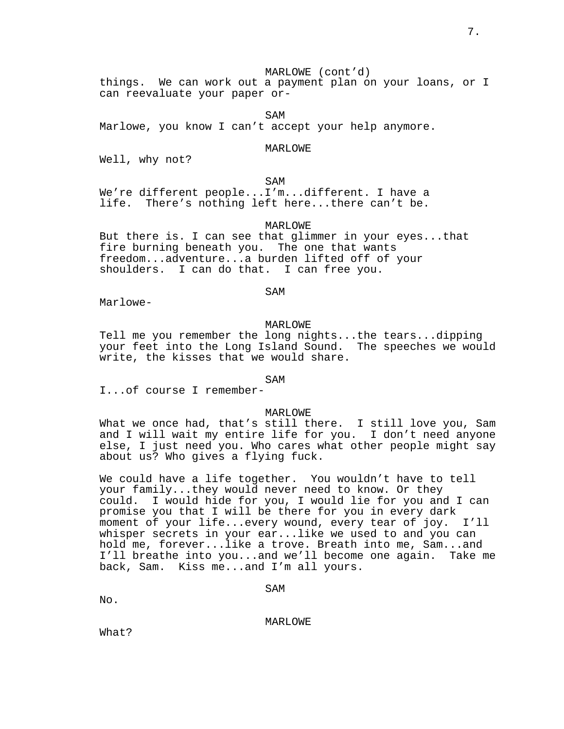MARLOWE (cont'd)

things. We can work out a payment plan on your loans, or I can reevaluate your paper or-

SAM

Marlowe, you know I can't accept your help anymore.

MARLOWE

Well, why not?

SAM

We're different people...I'm...different. I have a life. There's nothing left here...there can't be.

MARLOWE

But there is. I can see that glimmer in your eyes...that fire burning beneath you. The one that wants freedom...adventure...a burden lifted off of your shoulders. I can do that. I can free you.

SAM

Marlowe-

MARLOWE

Tell me you remember the long nights...the tears...dipping your feet into the Long Island Sound. The speeches we would write, the kisses that we would share.

SAM

I...of course I remember-

MARLOWE

What we once had, that's still there. I still love you, Sam and I will wait my entire life for you. I don't need anyone else, I just need you. Who cares what other people might say about us? Who gives a flying fuck.

We could have a life together. You wouldn't have to tell your family...they would never need to know. Or they could. I would hide for you, I would lie for you and I can promise you that I will be there for you in every dark moment of your life...every wound, every tear of joy. I'll whisper secrets in your ear...like we used to and you can hold me, forever...like a trove. Breath into me, Sam...and I'll breathe into you...and we'll become one again. Take me back, Sam. Kiss me...and I'm all yours.

SAM

No.

MARLOWE

What?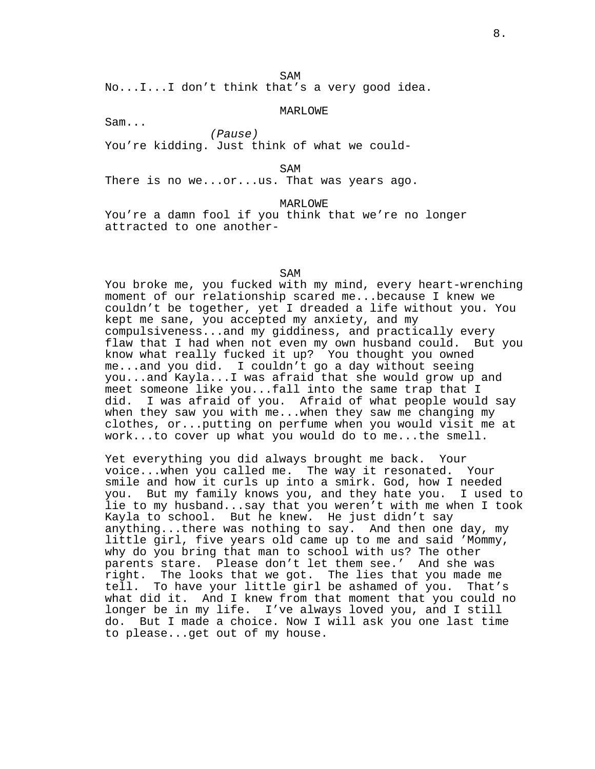SAM
No...I...I don’t think that’s a very good idea.

MARLOWE
Sam...
*(Pause)*
You’re kidding. Just think of what we could-

SAM
There is no we...or...us. That was years ago.

MARLOWE
You’re a damn fool if you think that we’re no longer attracted to one another-

SAM
You broke me, you fucked with my mind, every heart-wrenching moment of our relationship scared me...because I knew we couldn’t be together, yet I dreaded a life without you. You kept me sane, you accepted my anxiety, and my compulsiveness...and my giddiness, and practically every flaw that I had when not even my own husband could.  But you know what really fucked it up?  You thought you owned me...and you did.  I couldn’t go a day without seeing you...and Kayla...I was afraid that she would grow up and meet someone like you...fall into the same trap that I did.  I was afraid of you.  Afraid of what people would say when they saw you with me...when they saw me changing my clothes, or...putting on perfume when you would visit me at work...to cover up what you would do to me...the smell.

Yet everything you did always brought me back.  Your voice...when you called me.  The way it resonated.  Your smile and how it curls up into a smirk. God, how I needed you.  But my family knows you, and they hate you.  I used to lie to my husband...say that you weren’t with me when I took Kayla to school.  But he knew.  He just didn’t say anything...there was nothing to say.  And then one day, my little girl, five years old came up to me and said ’Mommy, why do you bring that man to school with us? The other parents stare.  Please don’t let them see.’  And she was right.  The looks that we got.  The lies that you made me tell.  To have your little girl be ashamed of you.  That’s what did it.  And I knew from that moment that you could no longer be in my life.  I’ve always loved you, and I still do.  But I made a choice. Now I will ask you one last time to please...get out of my house.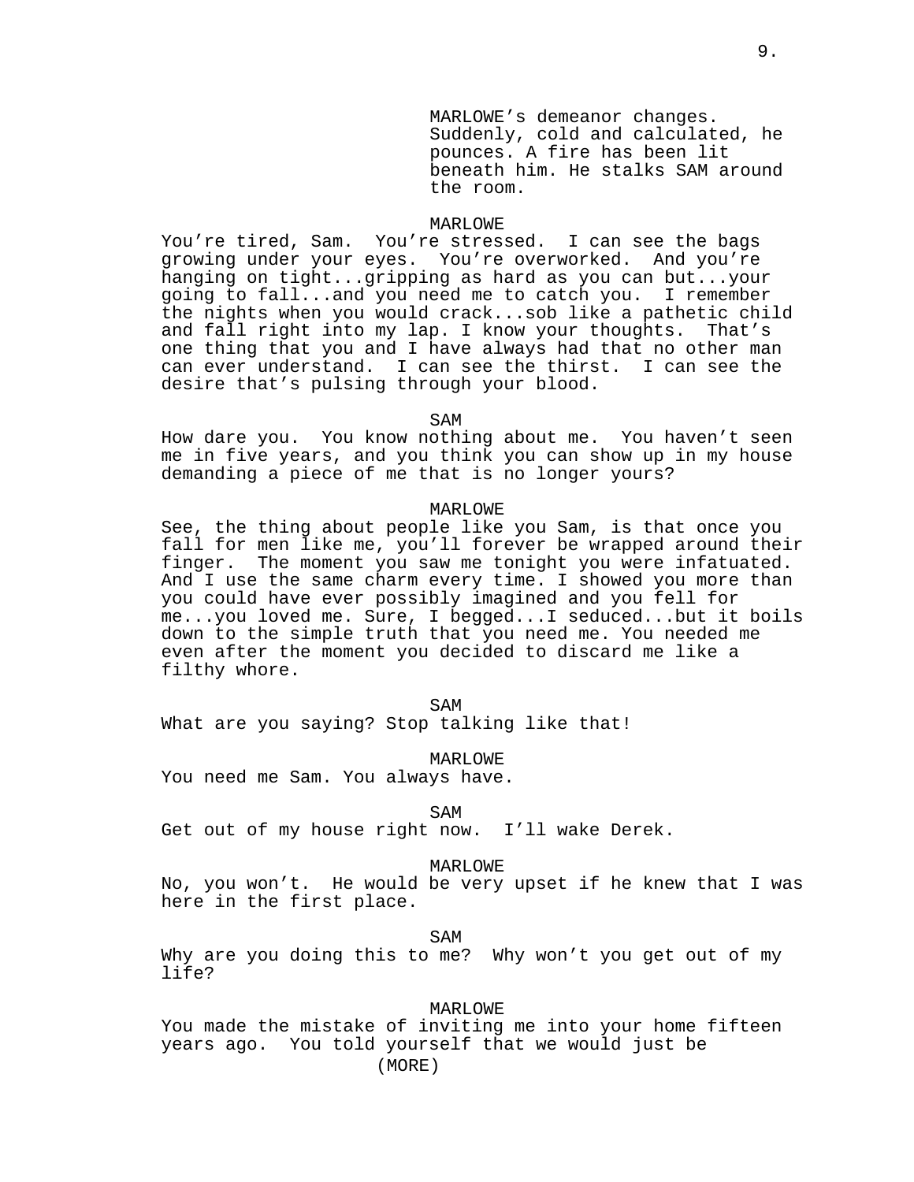MARLOWE's demeanor changes. Suddenly, cold and calculated, he pounces. A fire has been lit beneath him. He stalks SAM around the room.

MARLOWE

You're tired, Sam. You're stressed. I can see the bags growing under your eyes. You're overworked. And you're hanging on tight...gripping as hard as you can but...your going to fall...and you need me to catch you. I remember the nights when you would crack...sob like a pathetic child and fall right into my lap. I know your thoughts. That's one thing that you and I have always had that no other man can ever understand. I can see the thirst. I can see the desire that's pulsing through your blood.

SAM

How dare you. You know nothing about me. You haven't seen me in five years, and you think you can show up in my house demanding a piece of me that is no longer yours?

MARLOWE

See, the thing about people like you Sam, is that once you fall for men like me, you'll forever be wrapped around their finger. The moment you saw me tonight you were infatuated. And I use the same charm every time. I showed you more than you could have ever possibly imagined and you fell for me...you loved me. Sure, I begged...I seduced...but it boils down to the simple truth that you need me. You needed me even after the moment you decided to discard me like a filthy whore.

SAM

What are you saying? Stop talking like that!

MARLOWE

You need me Sam. You always have.

SAM

Get out of my house right now. I'll wake Derek.

MARLOWE

No, you won't. He would be very upset if he knew that I was here in the first place.

SAM

Why are you doing this to me? Why won't you get out of my life?

MARLOWE

You made the mistake of inviting me into your home fifteen years ago. You told yourself that we would just be

(MORE)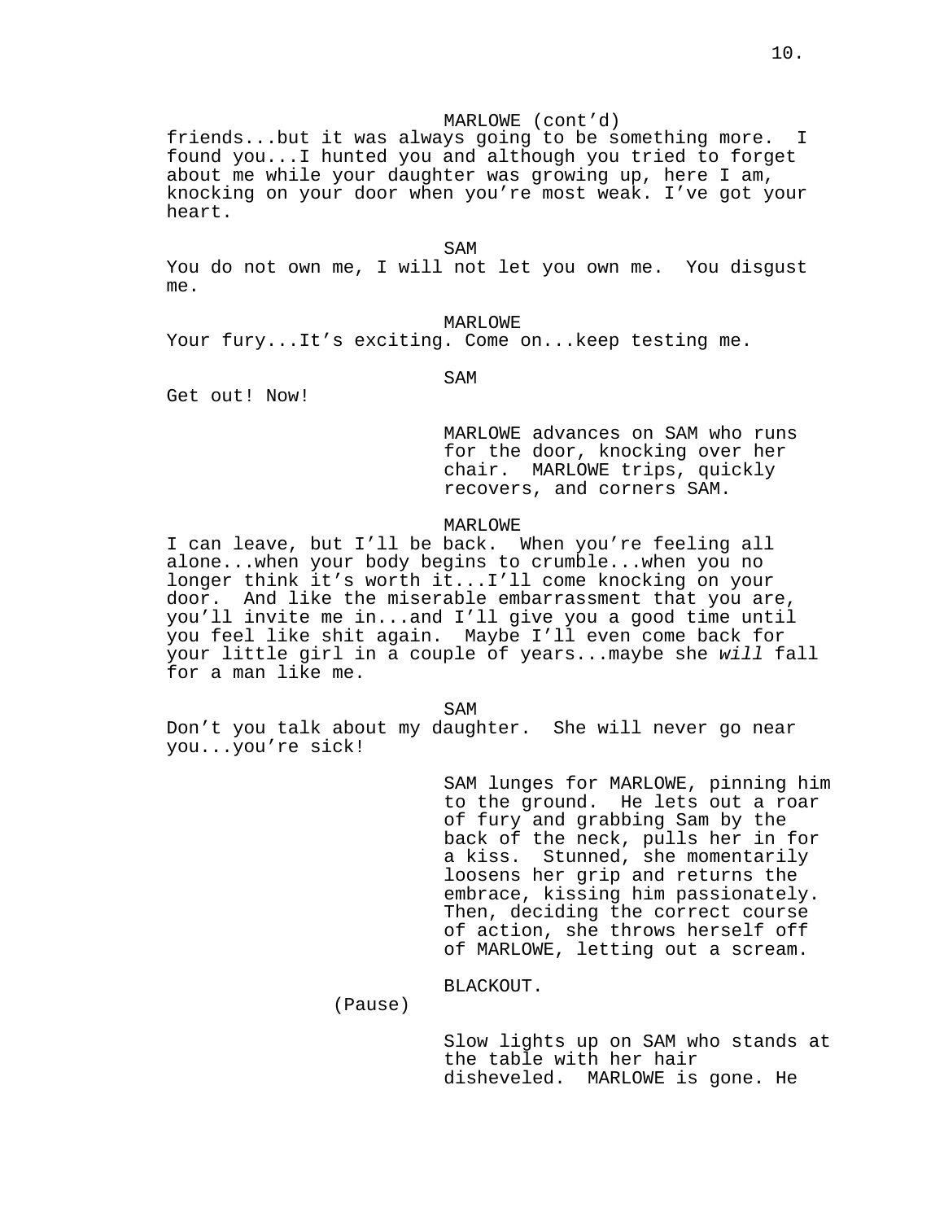MARLOWE (cont'd)

friends...but it was always going to be something more. I found you...I hunted you and although you tried to forget about me while your daughter was growing up, here I am, knocking on your door when you're most weak. I've got your heart.

SAM

You do not own me, I will not let you own me. You disgust me.

MARLOWE

Your fury...It's exciting. Come on...keep testing me.

SAM

Get out! Now!

MARLOWE advances on SAM who runs for the door, knocking over her chair. MARLOWE trips, quickly recovers, and corners SAM.

MARLOWE

I can leave, but I'll be back. When you're feeling all alone...when your body begins to crumble...when you no longer think it's worth it...I'll come knocking on your door. And like the miserable embarrassment that you are, you'll invite me in...and I'll give you a good time until you feel like shit again. Maybe I'll even come back for your little girl in a couple of years...maybe she *will* fall for a man like me.

SAM

Don't you talk about my daughter. She will never go near you...you're sick!

SAM lunges for MARLOWE, pinning him to the ground. He lets out a roar of fury and grabbing Sam by the back of the neck, pulls her in for a kiss. Stunned, she momentarily loosens her grip and returns the embrace, kissing him passionately. Then, deciding the correct course of action, she throws herself off of MARLOWE, letting out a scream.

BLACKOUT.

(Pause)

Slow lights up on SAM who stands at the table with her hair disheveled. MARLOWE is gone. He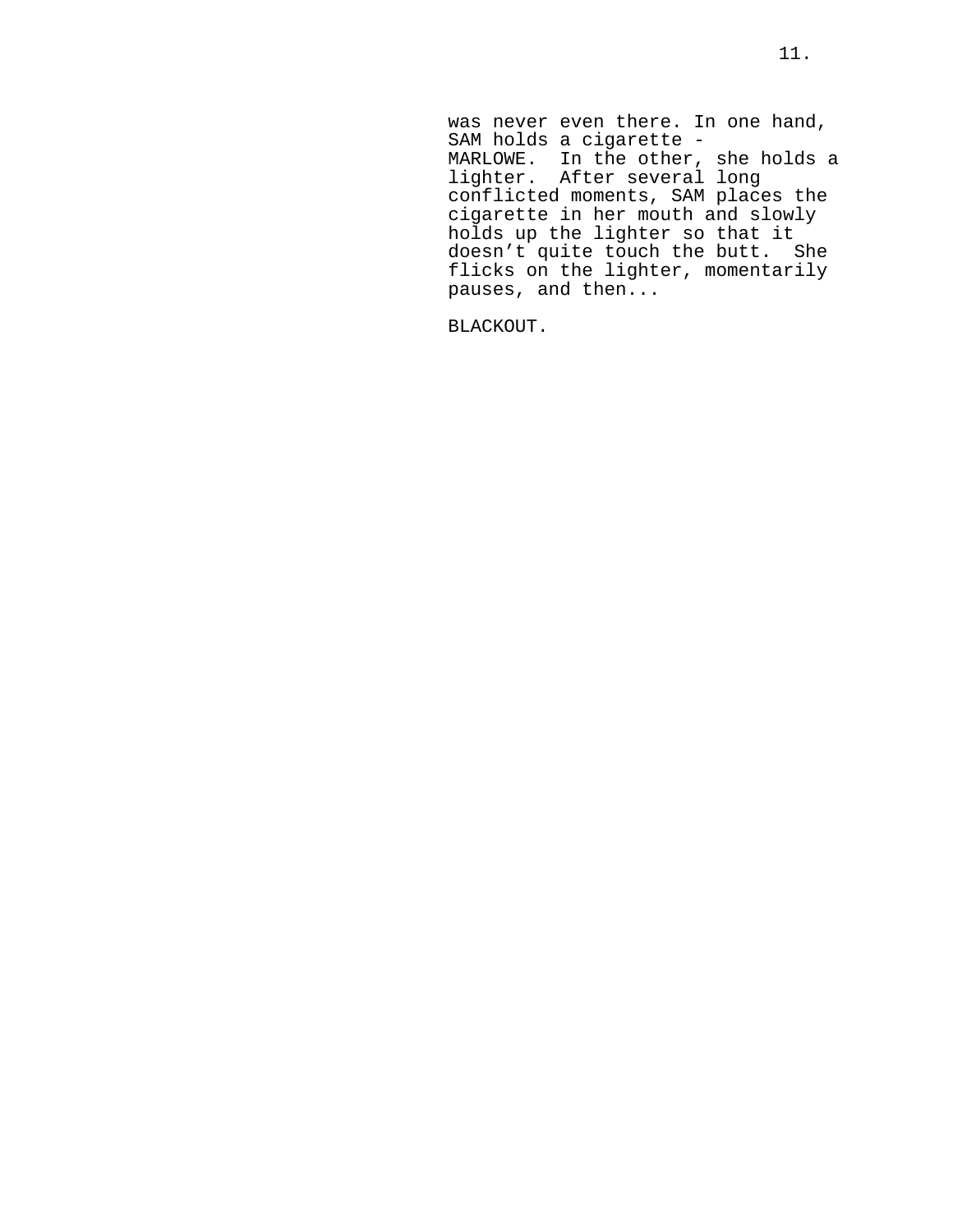was never even there. In one hand, SAM holds a cigarette - MARLOWE. In the other, she holds a lighter. After several long conflicted moments, SAM places the cigarette in her mouth and slowly holds up the lighter so that it doesn't quite touch the butt. She flicks on the lighter, momentarily pauses, and then...

BLACKOUT.